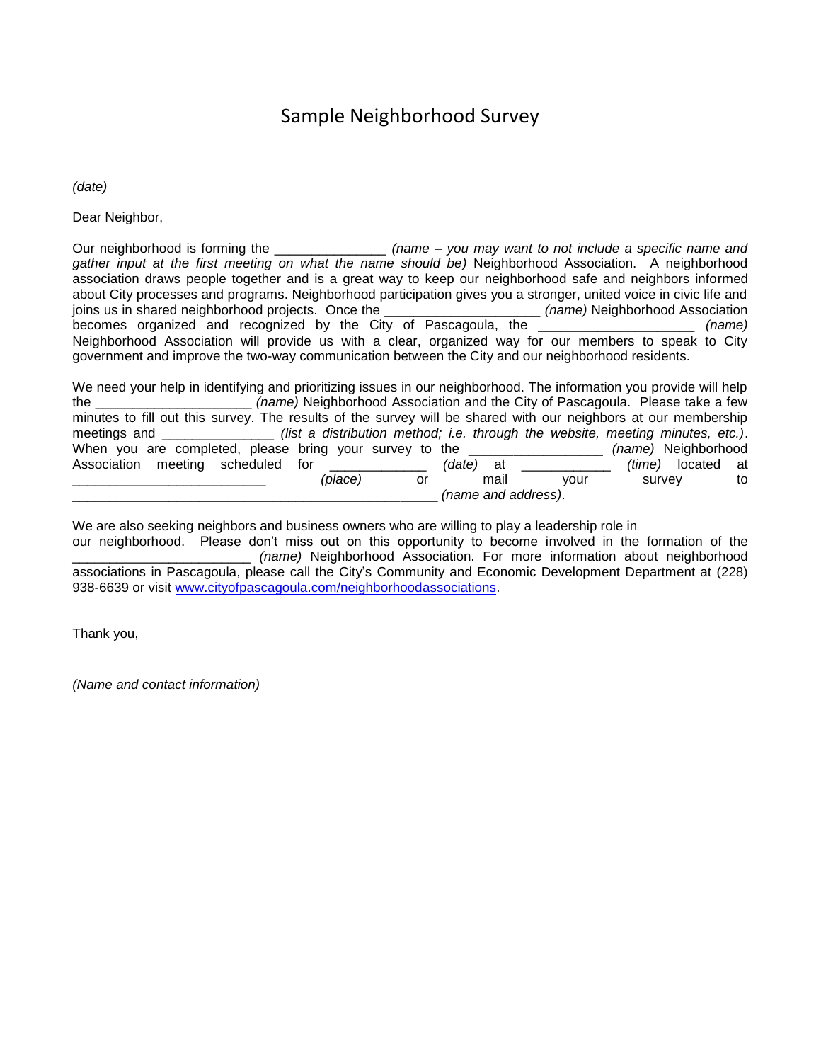# Sample Neighborhood Survey

*(date)*

Dear Neighbor,

Our neighborhood is forming the _______________ *(name – you may want to not include a specific name and gather input at the first meeting on what the name should be)* Neighborhood Association. A neighborhood association draws people together and is a great way to keep our neighborhood safe and neighbors informed about City processes and programs. Neighborhood participation gives you a stronger, united voice in civic life and joins us in shared neighborhood projects. Once the _____________________ *(name)* Neighborhood Association becomes organized and recognized by the City of Pascagoula, the _____________________ *(name)* Neighborhood Association will provide us with a clear, organized way for our members to speak to City government and improve the two-way communication between the City and our neighborhood residents.

We need your help in identifying and prioritizing issues in our neighborhood. The information you provide will help the _____________________ *(name)* Neighborhood Association and the City of Pascagoula. Please take a few minutes to fill out this survey. The results of the survey will be shared with our neighbors at our membership meetings and _______________ *(list a distribution method; i.e. through the website, meeting minutes, etc.)*. When you are completed, please bring your survey to the __________________ *(name)* Neighborhood Association meeting scheduled for _____________ *(date)* at ____________ *(time)* located at __________________________ *(place)* or mail your survey to _________________________________________________ *(name and address)*.

We are also seeking neighbors and business owners who are willing to play a leadership role in our neighborhood. Please don't miss out on this opportunity to become involved in the formation of the ________________________ *(name)* Neighborhood Association. For more information about neighborhood associations in Pascagoula, please call the City's Community and Economic Development Department at (228) 938-6639 or visit www.cityofpascagoula.com/neighborhoodassociations.

Thank you,

*(Name and contact information)*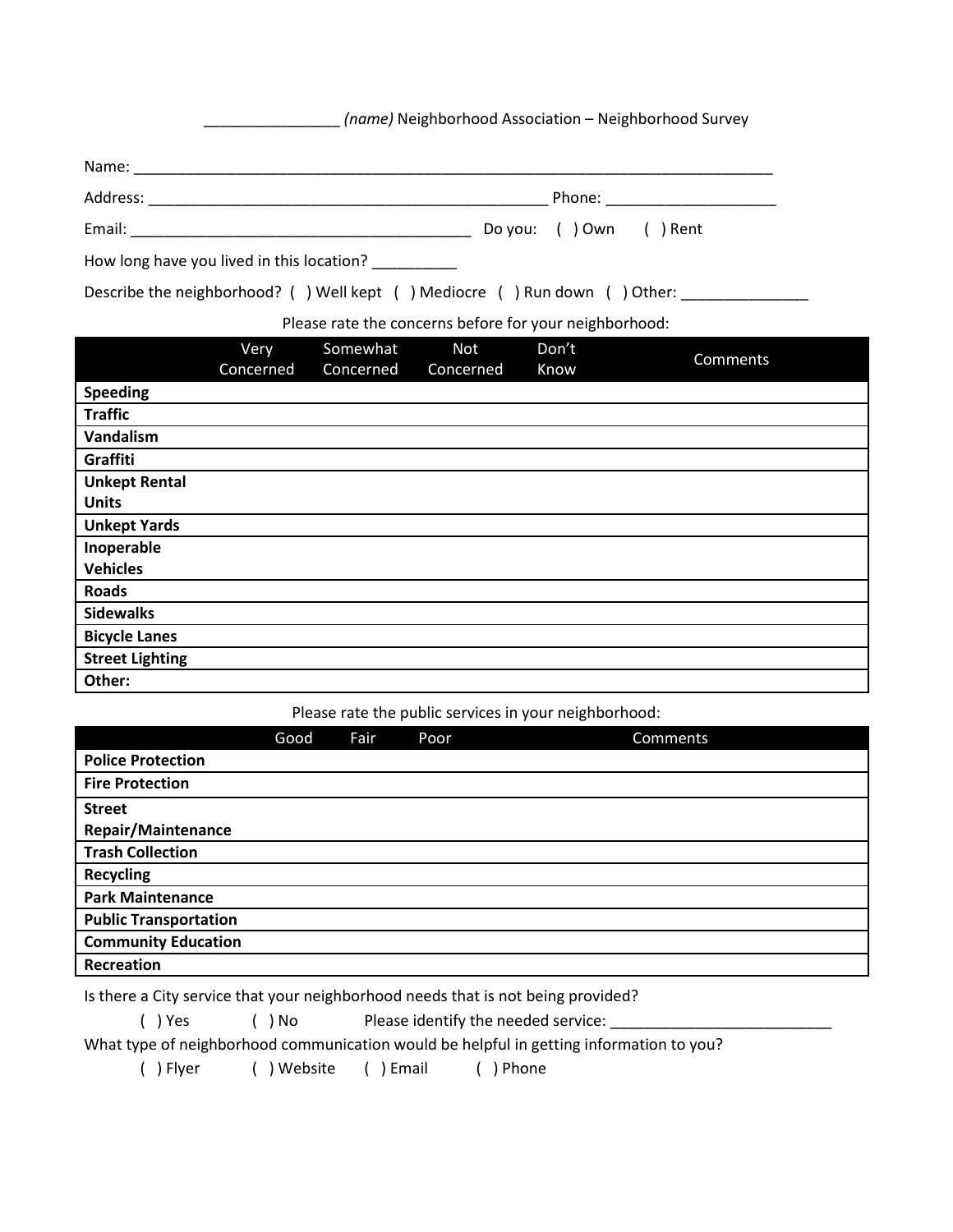________________ *(name)* Neighborhood Association – Neighborhood Survey

Name: ______________________________________________________________________________

Address: _________________________________________________ Phone: ____________________

Email: __________________________________________ Do you: ( ) Own ( ) Rent

How long have you lived in this location? __________

Describe the neighborhood? ( ) Well kept ( ) Mediocre ( ) Run down ( ) Other: _______________

Please rate the concerns before for your neighborhood:

| | Very Concerned | Somewhat Concerned | Not Concerned | Don't Know | Comments |
|---|---|---|---|---|---|
| **Speeding** | | | | | |
| **Traffic** | | | | | |
| **Vandalism** | | | | | |
| **Graffiti** | | | | | |
| **Unkept Rental Units** | | | | | |
| **Unkept Yards** | | | | | |
| **Inoperable Vehicles** | | | | | |
| **Roads** | | | | | |
| **Sidewalks** | | | | | |
| **Bicycle Lanes** | | | | | |
| **Street Lighting** | | | | | |
| **Other:** | | | | | |

Please rate the public services in your neighborhood:

| | Good | Fair | Poor | Comments |
|---|---|---|---|---|
| **Police Protection** | | | | |
| **Fire Protection** | | | | |
| **Street Repair/Maintenance** | | | | |
| **Trash Collection** | | | | |
| **Recycling** | | | | |
| **Park Maintenance** | | | | |
| **Public Transportation** | | | | |
| **Community Education** | | | | |
| **Recreation** | | | | |

Is there a City service that your neighborhood needs that is not being provided?

( ) Yes ( ) No Please identify the needed service: ___________________________

What type of neighborhood communication would be helpful in getting information to you?

( ) Flyer ( ) Website ( ) Email ( ) Phone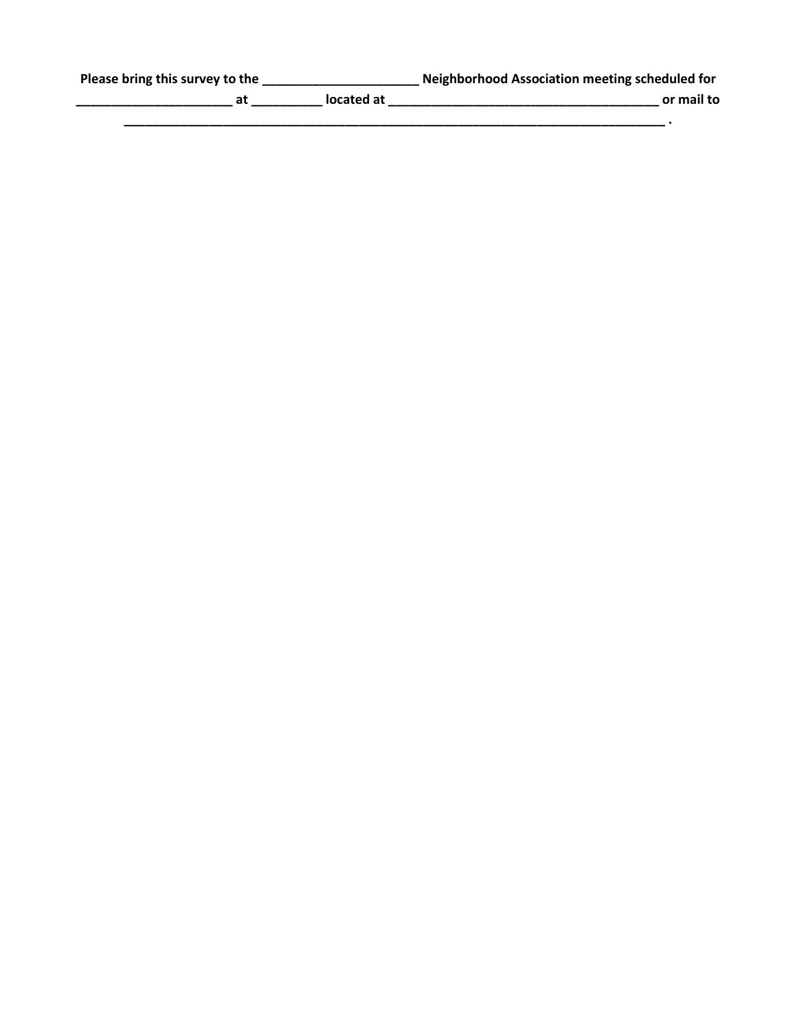**Please bring this survey to the ______________________ Neighborhood Association meeting scheduled for ______________________ at __________ located at ______________________________________ or mail to ________________________________________________________________________________ .**